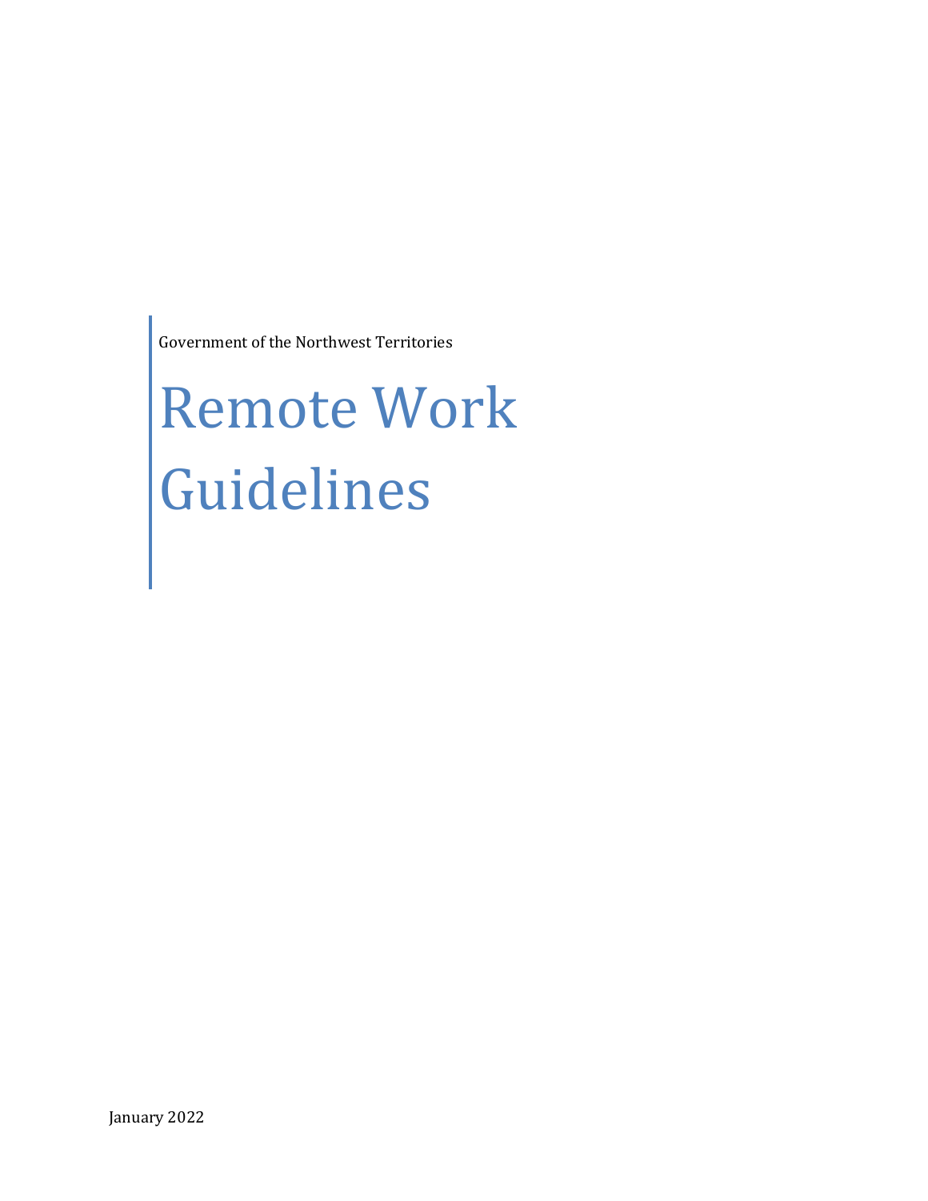Government of the Northwest Territories

# Remote Work Guidelines

January 2022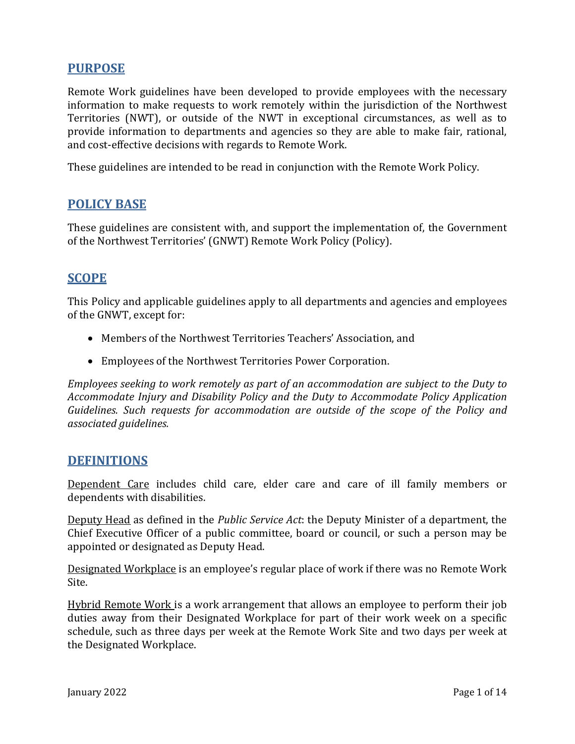## PURPOSE

Remote Work guidelines have been developed to provide employees with the necessary information to make requests to work remotely within the jurisdiction of the Northwest Territories (NWT), or outside of the NWT in exceptional circumstances, as well as to provide information to departments and agencies so they are able to make fair, rational, and cost-effective decisions with regards to Remote Work.

These guidelines are intended to be read in conjunction with the Remote Work Policy.

## POLICY BASE

These guidelines are consistent with, and support the implementation of, the Government of the Northwest Territories' (GNWT) Remote Work Policy (Policy).

## SCOPE

This Policy and applicable guidelines apply to all departments and agencies and employees of the GNWT, except for:

- Members of the Northwest Territories Teachers' Association, and
- Employees of the Northwest Territories Power Corporation.

*Employees seeking to work remotely as part of an accommodation are subject to the Duty to Accommodate Injury and Disability Policy and the Duty to Accommodate Policy Application Guidelines. Such requests for accommodation are outside of the scope of the Policy and associated guidelines.*

## DEFINITIONS

Dependent Care includes child care, elder care and care of ill family members or dependents with disabilities.

Deputy Head as defined in the *Public Service Act*: the Deputy Minister of a department, the Chief Executive Officer of a public committee, board or council, or such a person may be appointed or designated as Deputy Head.

Designated Workplace is an employee's regular place of work if there was no Remote Work Site.

Hybrid Remote Work is a work arrangement that allows an employee to perform their job duties away from their Designated Workplace for part of their work week on a specific schedule, such as three days per week at the Remote Work Site and two days per week at the Designated Workplace.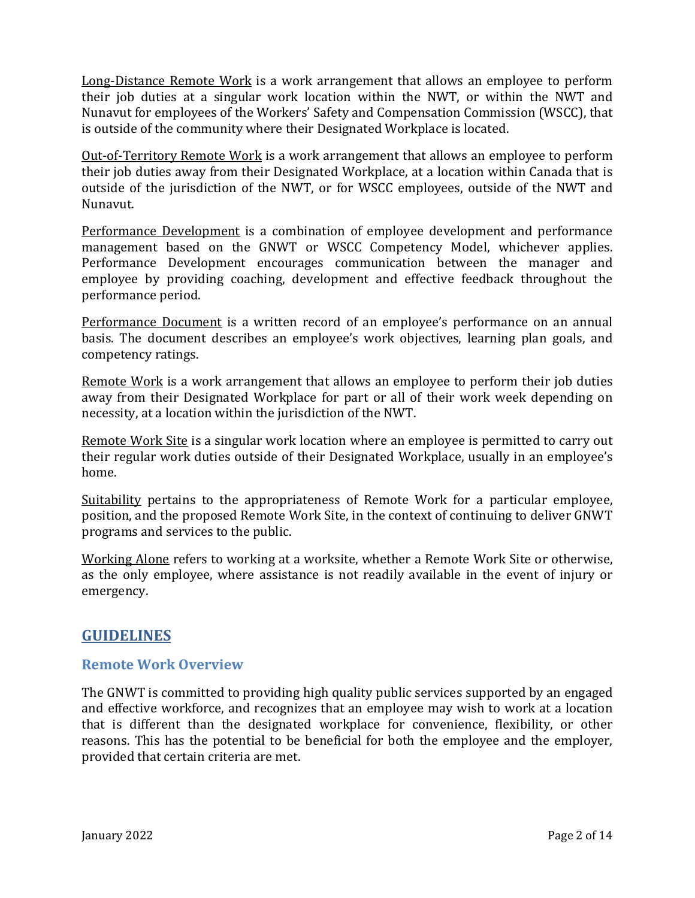Long-Distance Remote Work is a work arrangement that allows an employee to perform their job duties at a singular work location within the NWT, or within the NWT and Nunavut for employees of the Workers' Safety and Compensation Commission (WSCC), that is outside of the community where their Designated Workplace is located.

Out-of-Territory Remote Work is a work arrangement that allows an employee to perform their job duties away from their Designated Workplace, at a location within Canada that is outside of the jurisdiction of the NWT, or for WSCC employees, outside of the NWT and Nunavut.

Performance Development is a combination of employee development and performance management based on the GNWT or WSCC Competency Model, whichever applies. Performance Development encourages communication between the manager and employee by providing coaching, development and effective feedback throughout the performance period.

Performance Document is a written record of an employee's performance on an annual basis. The document describes an employee's work objectives, learning plan goals, and competency ratings.

Remote Work is a work arrangement that allows an employee to perform their job duties away from their Designated Workplace for part or all of their work week depending on necessity, at a location within the jurisdiction of the NWT.

Remote Work Site is a singular work location where an employee is permitted to carry out their regular work duties outside of their Designated Workplace, usually in an employee's home.

Suitability pertains to the appropriateness of Remote Work for a particular employee, position, and the proposed Remote Work Site, in the context of continuing to deliver GNWT programs and services to the public.

Working Alone refers to working at a worksite, whether a Remote Work Site or otherwise, as the only employee, where assistance is not readily available in the event of injury or emergency.

## GUIDELINES

### Remote Work Overview

The GNWT is committed to providing high quality public services supported by an engaged and effective workforce, and recognizes that an employee may wish to work at a location that is different than the designated workplace for convenience, flexibility, or other reasons. This has the potential to be beneficial for both the employee and the employer, provided that certain criteria are met.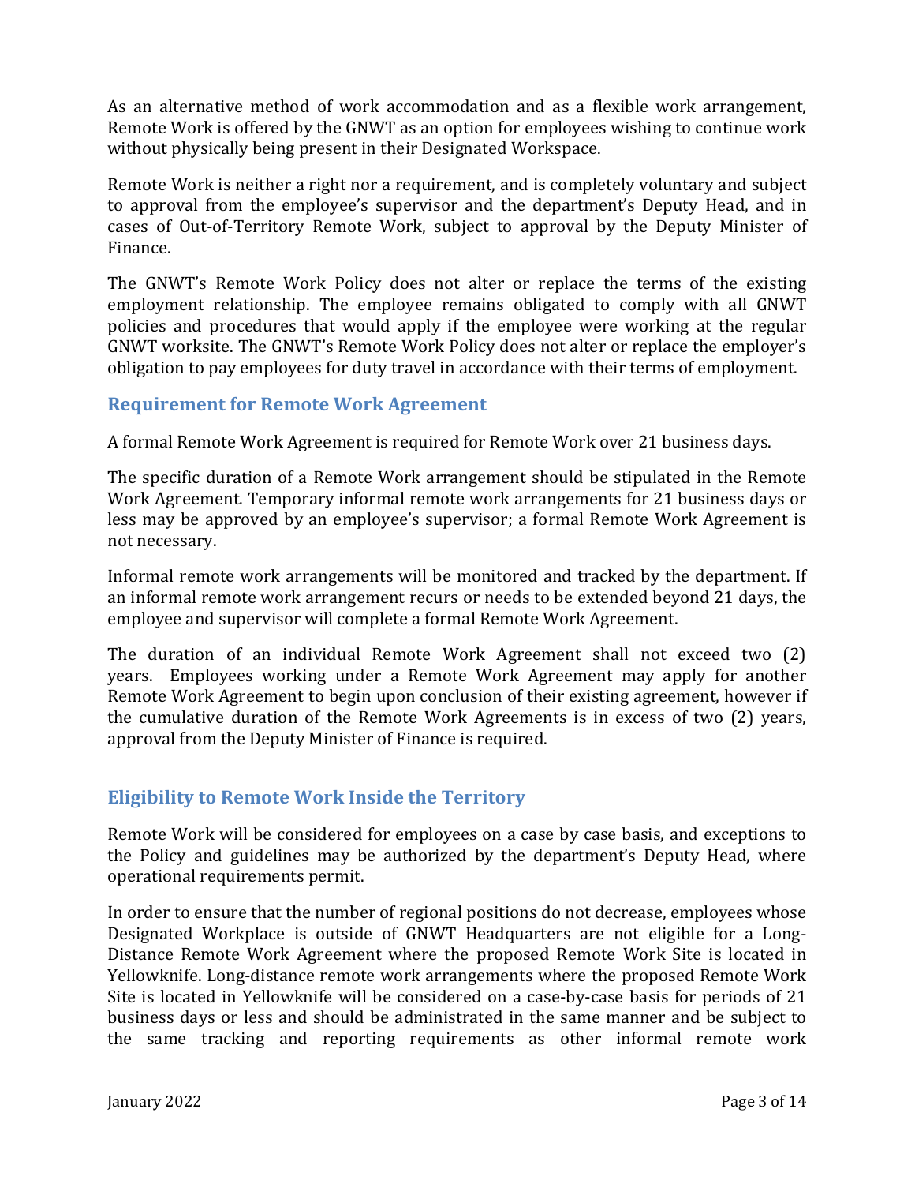As an alternative method of work accommodation and as a flexible work arrangement, Remote Work is offered by the GNWT as an option for employees wishing to continue work without physically being present in their Designated Workspace.

Remote Work is neither a right nor a requirement, and is completely voluntary and subject to approval from the employee's supervisor and the department's Deputy Head, and in cases of Out-of-Territory Remote Work, subject to approval by the Deputy Minister of Finance.

The GNWT's Remote Work Policy does not alter or replace the terms of the existing employment relationship. The employee remains obligated to comply with all GNWT policies and procedures that would apply if the employee were working at the regular GNWT worksite. The GNWT's Remote Work Policy does not alter or replace the employer's obligation to pay employees for duty travel in accordance with their terms of employment.

## Requirement for Remote Work Agreement

A formal Remote Work Agreement is required for Remote Work over 21 business days.

The specific duration of a Remote Work arrangement should be stipulated in the Remote Work Agreement. Temporary informal remote work arrangements for 21 business days or less may be approved by an employee's supervisor; a formal Remote Work Agreement is not necessary.

Informal remote work arrangements will be monitored and tracked by the department. If an informal remote work arrangement recurs or needs to be extended beyond 21 days, the employee and supervisor will complete a formal Remote Work Agreement.

The duration of an individual Remote Work Agreement shall not exceed two (2) years. Employees working under a Remote Work Agreement may apply for another Remote Work Agreement to begin upon conclusion of their existing agreement, however if the cumulative duration of the Remote Work Agreements is in excess of two (2) years, approval from the Deputy Minister of Finance is required.

## Eligibility to Remote Work Inside the Territory

Remote Work will be considered for employees on a case by case basis, and exceptions to the Policy and guidelines may be authorized by the department's Deputy Head, where operational requirements permit.

In order to ensure that the number of regional positions do not decrease, employees whose Designated Workplace is outside of GNWT Headquarters are not eligible for a Long-Distance Remote Work Agreement where the proposed Remote Work Site is located in Yellowknife. Long-distance remote work arrangements where the proposed Remote Work Site is located in Yellowknife will be considered on a case-by-case basis for periods of 21 business days or less and should be administrated in the same manner and be subject to the same tracking and reporting requirements as other informal remote work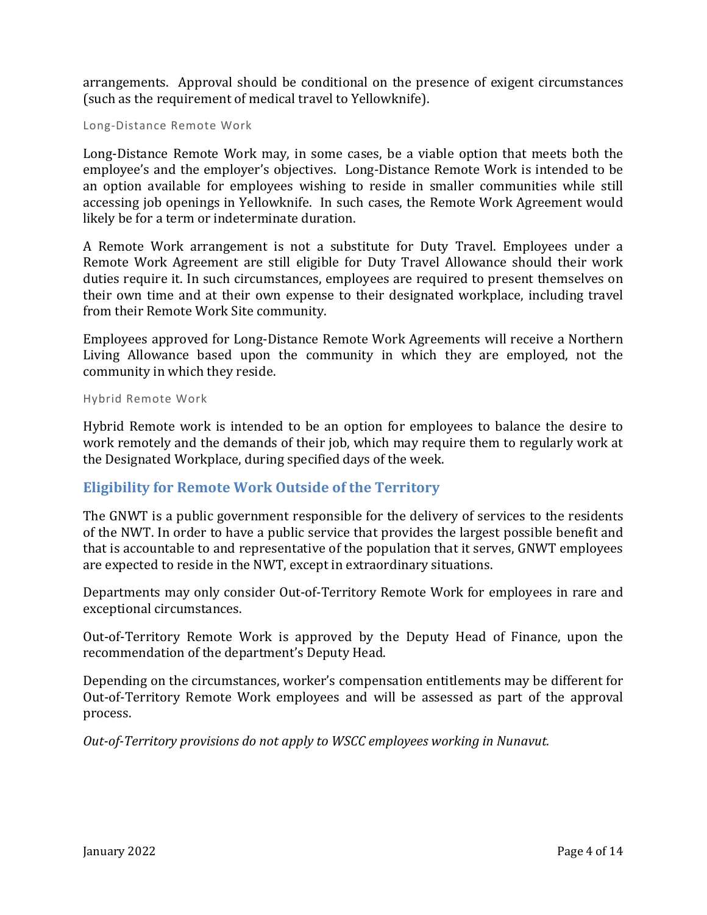arrangements. Approval should be conditional on the presence of exigent circumstances (such as the requirement of medical travel to Yellowknife).

#### Long-Distance Remote Work

Long-Distance Remote Work may, in some cases, be a viable option that meets both the employee's and the employer's objectives. Long-Distance Remote Work is intended to be an option available for employees wishing to reside in smaller communities while still accessing job openings in Yellowknife. In such cases, the Remote Work Agreement would likely be for a term or indeterminate duration.

A Remote Work arrangement is not a substitute for Duty Travel. Employees under a Remote Work Agreement are still eligible for Duty Travel Allowance should their work duties require it. In such circumstances, employees are required to present themselves on their own time and at their own expense to their designated workplace, including travel from their Remote Work Site community.

Employees approved for Long-Distance Remote Work Agreements will receive a Northern Living Allowance based upon the community in which they are employed, not the community in which they reside.

#### Hybrid Remote Work

Hybrid Remote work is intended to be an option for employees to balance the desire to work remotely and the demands of their job, which may require them to regularly work at the Designated Workplace, during specified days of the week.

## Eligibility for Remote Work Outside of the Territory

The GNWT is a public government responsible for the delivery of services to the residents of the NWT. In order to have a public service that provides the largest possible benefit and that is accountable to and representative of the population that it serves, GNWT employees are expected to reside in the NWT, except in extraordinary situations.

Departments may only consider Out-of-Territory Remote Work for employees in rare and exceptional circumstances.

Out-of-Territory Remote Work is approved by the Deputy Head of Finance, upon the recommendation of the department's Deputy Head.

Depending on the circumstances, worker's compensation entitlements may be different for Out-of-Territory Remote Work employees and will be assessed as part of the approval process.

*Out-of-Territory provisions do not apply to WSCC employees working in Nunavut.*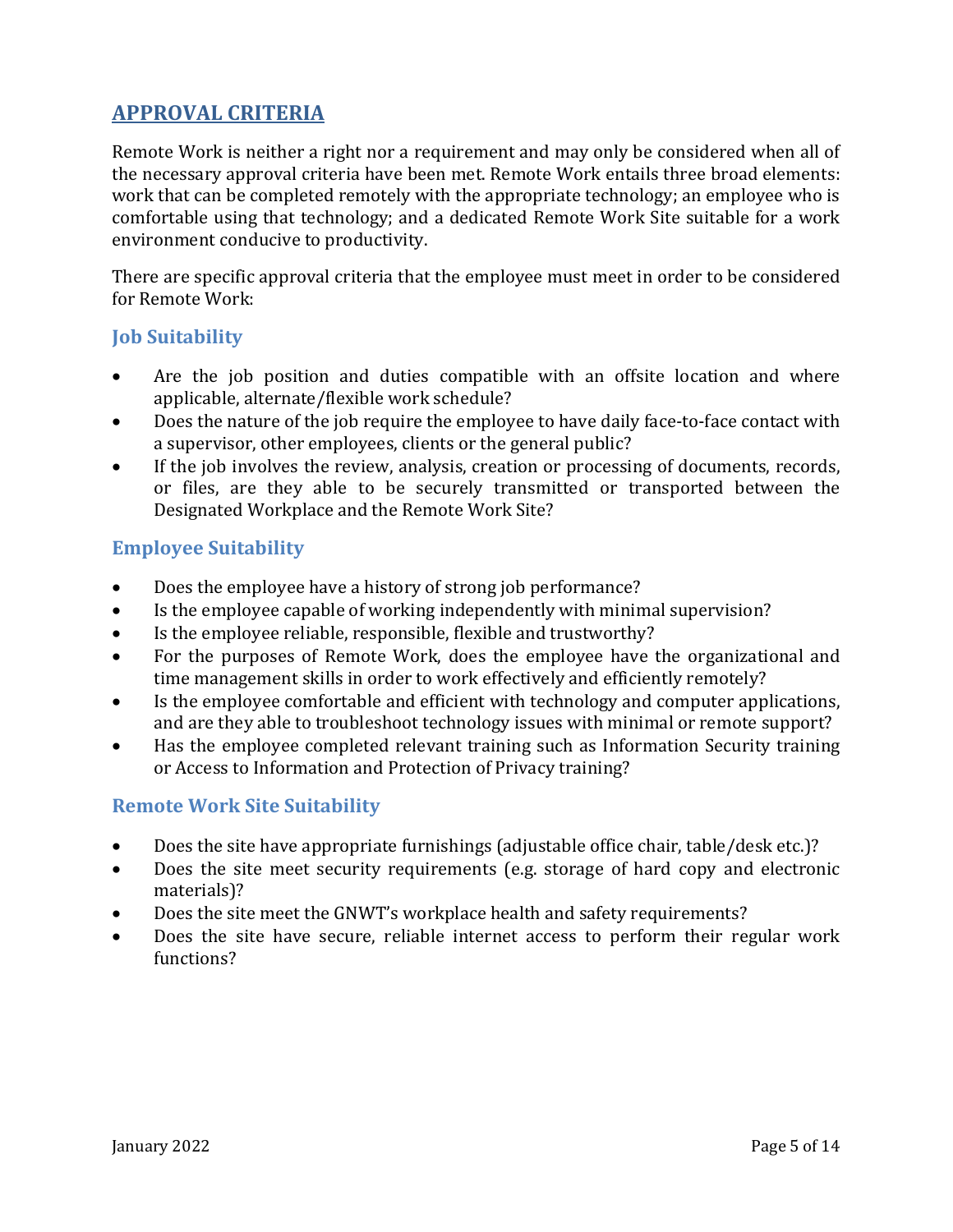## APPROVAL CRITERIA

Remote Work is neither a right nor a requirement and may only be considered when all of the necessary approval criteria have been met. Remote Work entails three broad elements: work that can be completed remotely with the appropriate technology; an employee who is comfortable using that technology; and a dedicated Remote Work Site suitable for a work environment conducive to productivity.

There are specific approval criteria that the employee must meet in order to be considered for Remote Work:

### Job Suitability

- Are the job position and duties compatible with an offsite location and where applicable, alternate/flexible work schedule?
- Does the nature of the job require the employee to have daily face-to-face contact with a supervisor, other employees, clients or the general public?
- If the job involves the review, analysis, creation or processing of documents, records, or files, are they able to be securely transmitted or transported between the Designated Workplace and the Remote Work Site?

### Employee Suitability

- Does the employee have a history of strong job performance?
- Is the employee capable of working independently with minimal supervision?
- Is the employee reliable, responsible, flexible and trustworthy?
- For the purposes of Remote Work, does the employee have the organizational and time management skills in order to work effectively and efficiently remotely?
- Is the employee comfortable and efficient with technology and computer applications, and are they able to troubleshoot technology issues with minimal or remote support?
- Has the employee completed relevant training such as Information Security training or Access to Information and Protection of Privacy training?

### Remote Work Site Suitability

- Does the site have appropriate furnishings (adjustable office chair, table/desk etc.)?
- Does the site meet security requirements (e.g. storage of hard copy and electronic materials)?
- Does the site meet the GNWT's workplace health and safety requirements?
- Does the site have secure, reliable internet access to perform their regular work functions?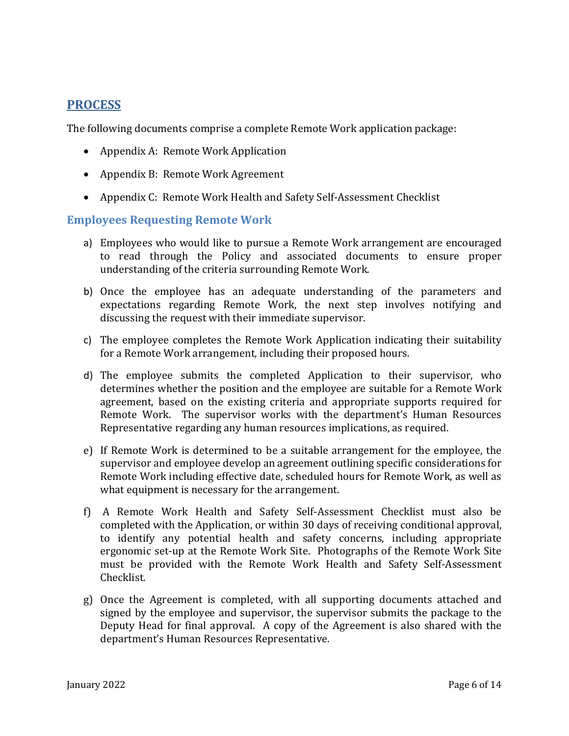## PROCESS

The following documents comprise a complete Remote Work application package:

- Appendix A: Remote Work Application
- Appendix B: Remote Work Agreement
- Appendix C: Remote Work Health and Safety Self-Assessment Checklist

### Employees Requesting Remote Work

a) Employees who would like to pursue a Remote Work arrangement are encouraged to read through the Policy and associated documents to ensure proper understanding of the criteria surrounding Remote Work.

b) Once the employee has an adequate understanding of the parameters and expectations regarding Remote Work, the next step involves notifying and discussing the request with their immediate supervisor.

c) The employee completes the Remote Work Application indicating their suitability for a Remote Work arrangement, including their proposed hours.

d) The employee submits the completed Application to their supervisor, who determines whether the position and the employee are suitable for a Remote Work agreement, based on the existing criteria and appropriate supports required for Remote Work. The supervisor works with the department's Human Resources Representative regarding any human resources implications, as required.

e) If Remote Work is determined to be a suitable arrangement for the employee, the supervisor and employee develop an agreement outlining specific considerations for Remote Work including effective date, scheduled hours for Remote Work, as well as what equipment is necessary for the arrangement.

f) A Remote Work Health and Safety Self-Assessment Checklist must also be completed with the Application, or within 30 days of receiving conditional approval, to identify any potential health and safety concerns, including appropriate ergonomic set-up at the Remote Work Site. Photographs of the Remote Work Site must be provided with the Remote Work Health and Safety Self-Assessment Checklist.

g) Once the Agreement is completed, with all supporting documents attached and signed by the employee and supervisor, the supervisor submits the package to the Deputy Head for final approval. A copy of the Agreement is also shared with the department's Human Resources Representative.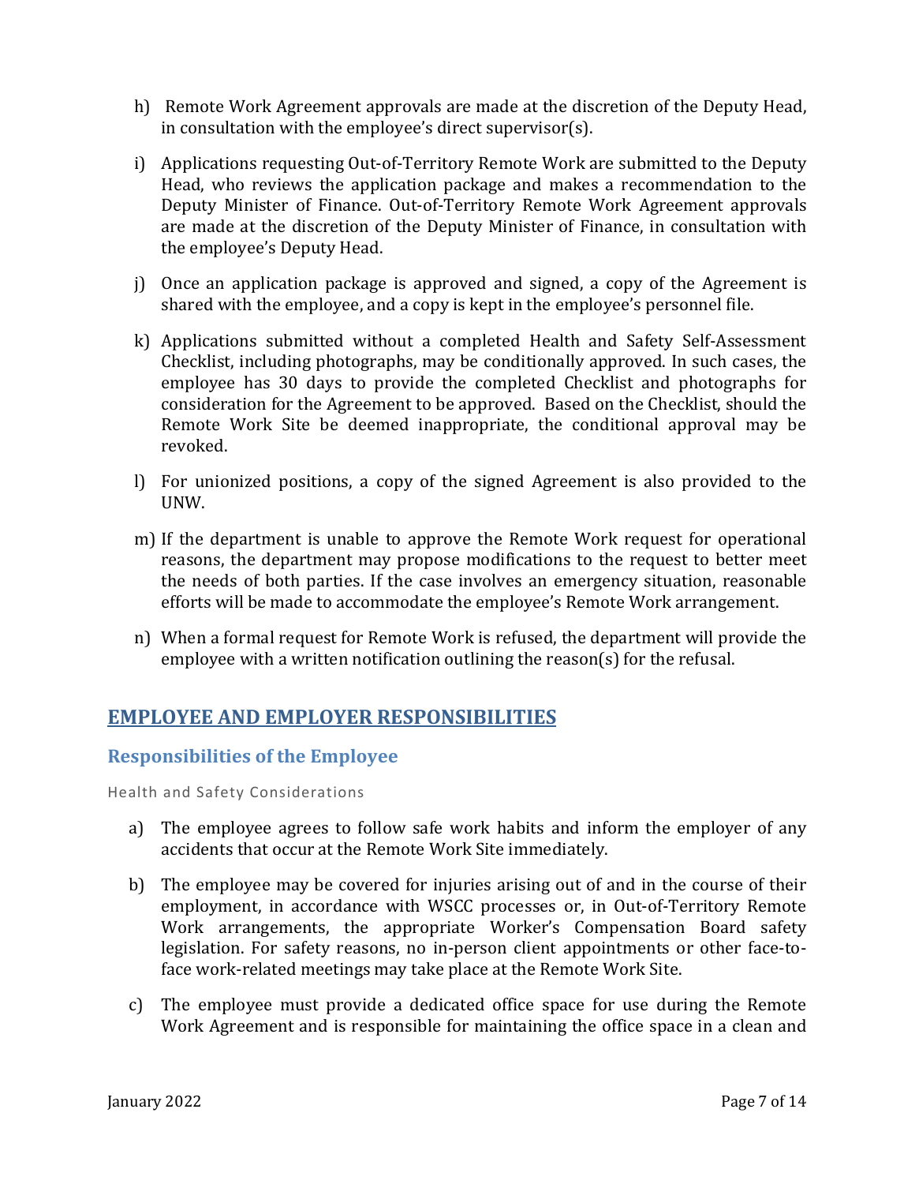h) Remote Work Agreement approvals are made at the discretion of the Deputy Head, in consultation with the employee's direct supervisor(s).

i) Applications requesting Out-of-Territory Remote Work are submitted to the Deputy Head, who reviews the application package and makes a recommendation to the Deputy Minister of Finance. Out-of-Territory Remote Work Agreement approvals are made at the discretion of the Deputy Minister of Finance, in consultation with the employee's Deputy Head.

j) Once an application package is approved and signed, a copy of the Agreement is shared with the employee, and a copy is kept in the employee's personnel file.

k) Applications submitted without a completed Health and Safety Self-Assessment Checklist, including photographs, may be conditionally approved. In such cases, the employee has 30 days to provide the completed Checklist and photographs for consideration for the Agreement to be approved. Based on the Checklist, should the Remote Work Site be deemed inappropriate, the conditional approval may be revoked.

l) For unionized positions, a copy of the signed Agreement is also provided to the UNW.

m) If the department is unable to approve the Remote Work request for operational reasons, the department may propose modifications to the request to better meet the needs of both parties. If the case involves an emergency situation, reasonable efforts will be made to accommodate the employee's Remote Work arrangement.

n) When a formal request for Remote Work is refused, the department will provide the employee with a written notification outlining the reason(s) for the refusal.

## EMPLOYEE AND EMPLOYER RESPONSIBILITIES

### Responsibilities of the Employee

#### Health and Safety Considerations

a) The employee agrees to follow safe work habits and inform the employer of any accidents that occur at the Remote Work Site immediately.

b) The employee may be covered for injuries arising out of and in the course of their employment, in accordance with WSCC processes or, in Out-of-Territory Remote Work arrangements, the appropriate Worker's Compensation Board safety legislation. For safety reasons, no in-person client appointments or other face-to-face work-related meetings may take place at the Remote Work Site.

c) The employee must provide a dedicated office space for use during the Remote Work Agreement and is responsible for maintaining the office space in a clean and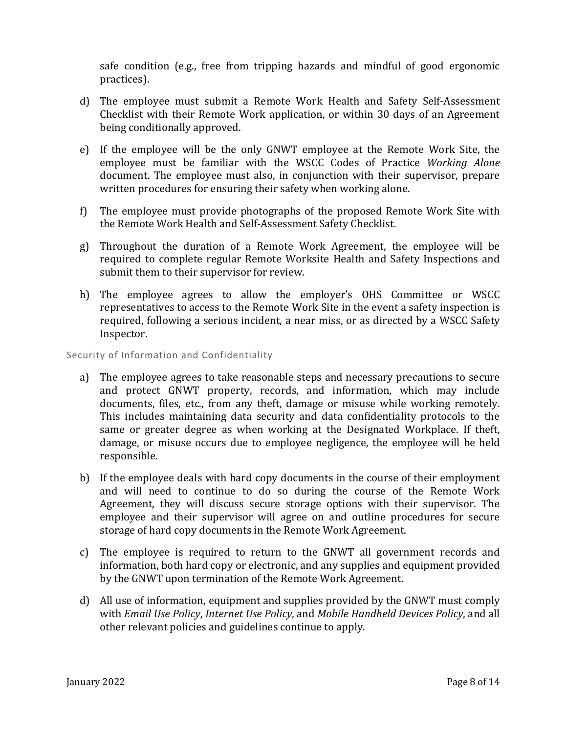safe condition (e.g., free from tripping hazards and mindful of good ergonomic practices).

d) The employee must submit a Remote Work Health and Safety Self-Assessment Checklist with their Remote Work application, or within 30 days of an Agreement being conditionally approved.

e) If the employee will be the only GNWT employee at the Remote Work Site, the employee must be familiar with the WSCC Codes of Practice *Working Alone* document. The employee must also, in conjunction with their supervisor, prepare written procedures for ensuring their safety when working alone.

f) The employee must provide photographs of the proposed Remote Work Site with the Remote Work Health and Self-Assessment Safety Checklist.

g) Throughout the duration of a Remote Work Agreement, the employee will be required to complete regular Remote Worksite Health and Safety Inspections and submit them to their supervisor for review.

h) The employee agrees to allow the employer's OHS Committee or WSCC representatives to access to the Remote Work Site in the event a safety inspection is required, following a serious incident, a near miss, or as directed by a WSCC Safety Inspector.

### Security of Information and Confidentiality

a) The employee agrees to take reasonable steps and necessary precautions to secure and protect GNWT property, records, and information, which may include documents, files, etc., from any theft, damage or misuse while working remotely. This includes maintaining data security and data confidentiality protocols to the same or greater degree as when working at the Designated Workplace. If theft, damage, or misuse occurs due to employee negligence, the employee will be held responsible.

b) If the employee deals with hard copy documents in the course of their employment and will need to continue to do so during the course of the Remote Work Agreement, they will discuss secure storage options with their supervisor. The employee and their supervisor will agree on and outline procedures for secure storage of hard copy documents in the Remote Work Agreement.

c) The employee is required to return to the GNWT all government records and information, both hard copy or electronic, and any supplies and equipment provided by the GNWT upon termination of the Remote Work Agreement.

d) All use of information, equipment and supplies provided by the GNWT must comply with *Email Use Policy*, *Internet Use Policy*, and *Mobile Handheld Devices Policy*, and all other relevant policies and guidelines continue to apply.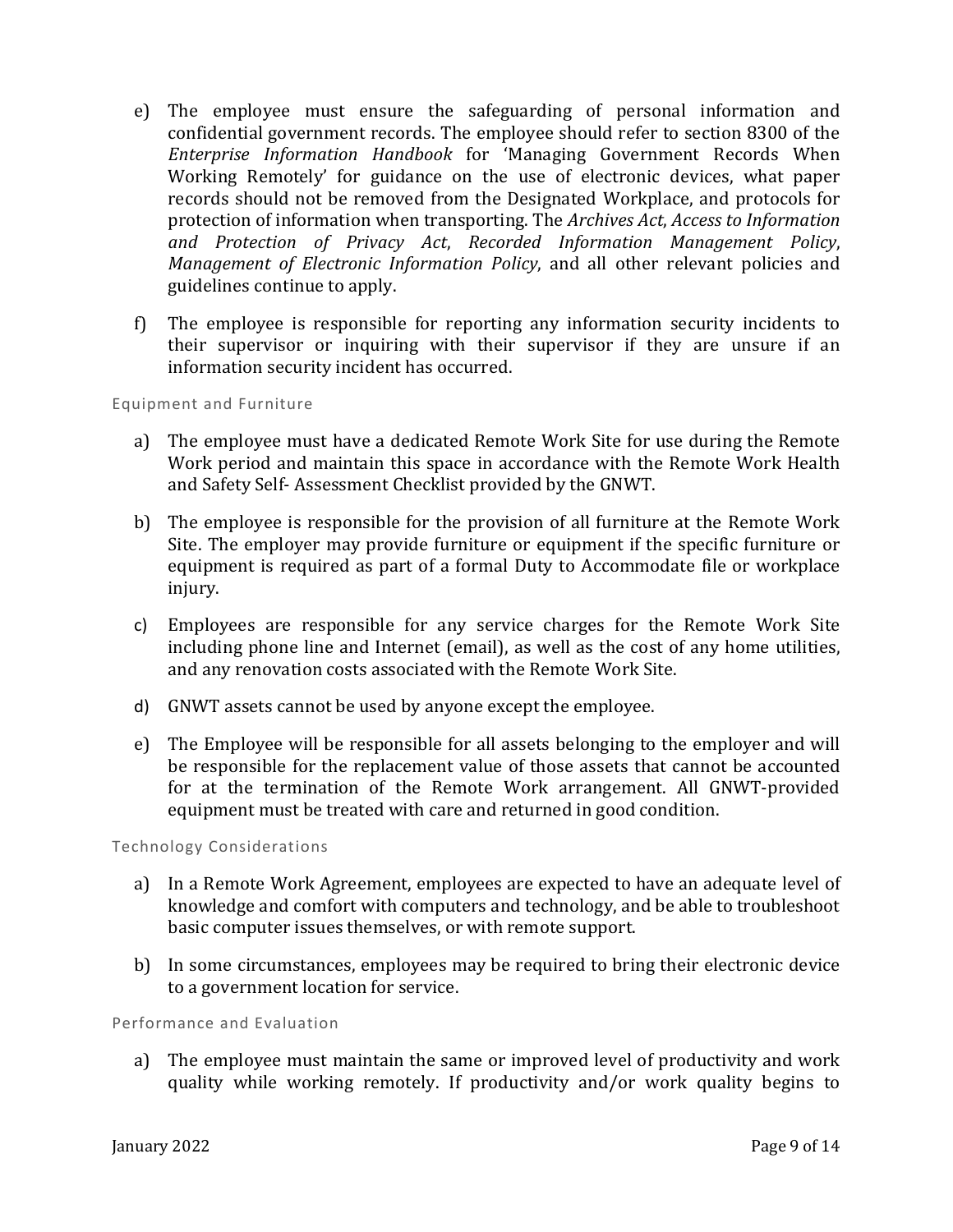e) The employee must ensure the safeguarding of personal information and confidential government records. The employee should refer to section 8300 of the *Enterprise Information Handbook* for 'Managing Government Records When Working Remotely' for guidance on the use of electronic devices, what paper records should not be removed from the Designated Workplace, and protocols for protection of information when transporting. The *Archives Act*, *Access to Information and Protection of Privacy Act*, *Recorded Information Management Policy*, *Management of Electronic Information Policy*, and all other relevant policies and guidelines continue to apply.

f) The employee is responsible for reporting any information security incidents to their supervisor or inquiring with their supervisor if they are unsure if an information security incident has occurred.

### Equipment and Furniture

a) The employee must have a dedicated Remote Work Site for use during the Remote Work period and maintain this space in accordance with the Remote Work Health and Safety Self- Assessment Checklist provided by the GNWT.

b) The employee is responsible for the provision of all furniture at the Remote Work Site. The employer may provide furniture or equipment if the specific furniture or equipment is required as part of a formal Duty to Accommodate file or workplace injury.

c) Employees are responsible for any service charges for the Remote Work Site including phone line and Internet (email), as well as the cost of any home utilities, and any renovation costs associated with the Remote Work Site.

d) GNWT assets cannot be used by anyone except the employee.

e) The Employee will be responsible for all assets belonging to the employer and will be responsible for the replacement value of those assets that cannot be accounted for at the termination of the Remote Work arrangement. All GNWT-provided equipment must be treated with care and returned in good condition.

### Technology Considerations

a) In a Remote Work Agreement, employees are expected to have an adequate level of knowledge and comfort with computers and technology, and be able to troubleshoot basic computer issues themselves, or with remote support.

b) In some circumstances, employees may be required to bring their electronic device to a government location for service.

### Performance and Evaluation

a) The employee must maintain the same or improved level of productivity and work quality while working remotely. If productivity and/or work quality begins to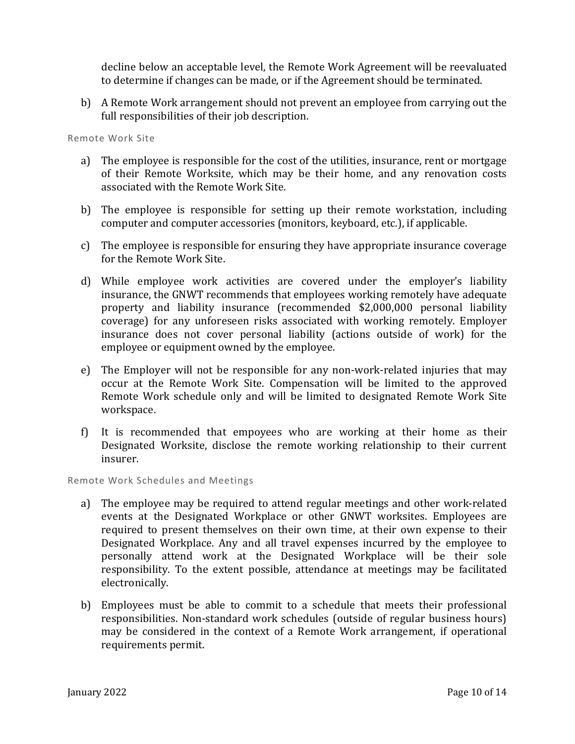decline below an acceptable level, the Remote Work Agreement will be reevaluated to determine if changes can be made, or if the Agreement should be terminated.

b) A Remote Work arrangement should not prevent an employee from carrying out the full responsibilities of their job description.

### Remote Work Site

a) The employee is responsible for the cost of the utilities, insurance, rent or mortgage of their Remote Worksite, which may be their home, and any renovation costs associated with the Remote Work Site.

b) The employee is responsible for setting up their remote workstation, including computer and computer accessories (monitors, keyboard, etc.), if applicable.

c) The employee is responsible for ensuring they have appropriate insurance coverage for the Remote Work Site.

d) While employee work activities are covered under the employer's liability insurance, the GNWT recommends that employees working remotely have adequate property and liability insurance (recommended $2,000,000 personal liability coverage) for any unforeseen risks associated with working remotely. Employer insurance does not cover personal liability (actions outside of work) for the employee or equipment owned by the employee.

e) The Employer will not be responsible for any non-work-related injuries that may occur at the Remote Work Site. Compensation will be limited to the approved Remote Work schedule only and will be limited to designated Remote Work Site workspace.

f) It is recommended that empoyees who are working at their home as their Designated Worksite, disclose the remote working relationship to their current insurer.

### Remote Work Schedules and Meetings

a) The employee may be required to attend regular meetings and other work-related events at the Designated Workplace or other GNWT worksites. Employees are required to present themselves on their own time, at their own expense to their Designated Workplace. Any and all travel expenses incurred by the employee to personally attend work at the Designated Workplace will be their sole responsibility. To the extent possible, attendance at meetings may be facilitated electronically.

b) Employees must be able to commit to a schedule that meets their professional responsibilities. Non-standard work schedules (outside of regular business hours) may be considered in the context of a Remote Work arrangement, if operational requirements permit.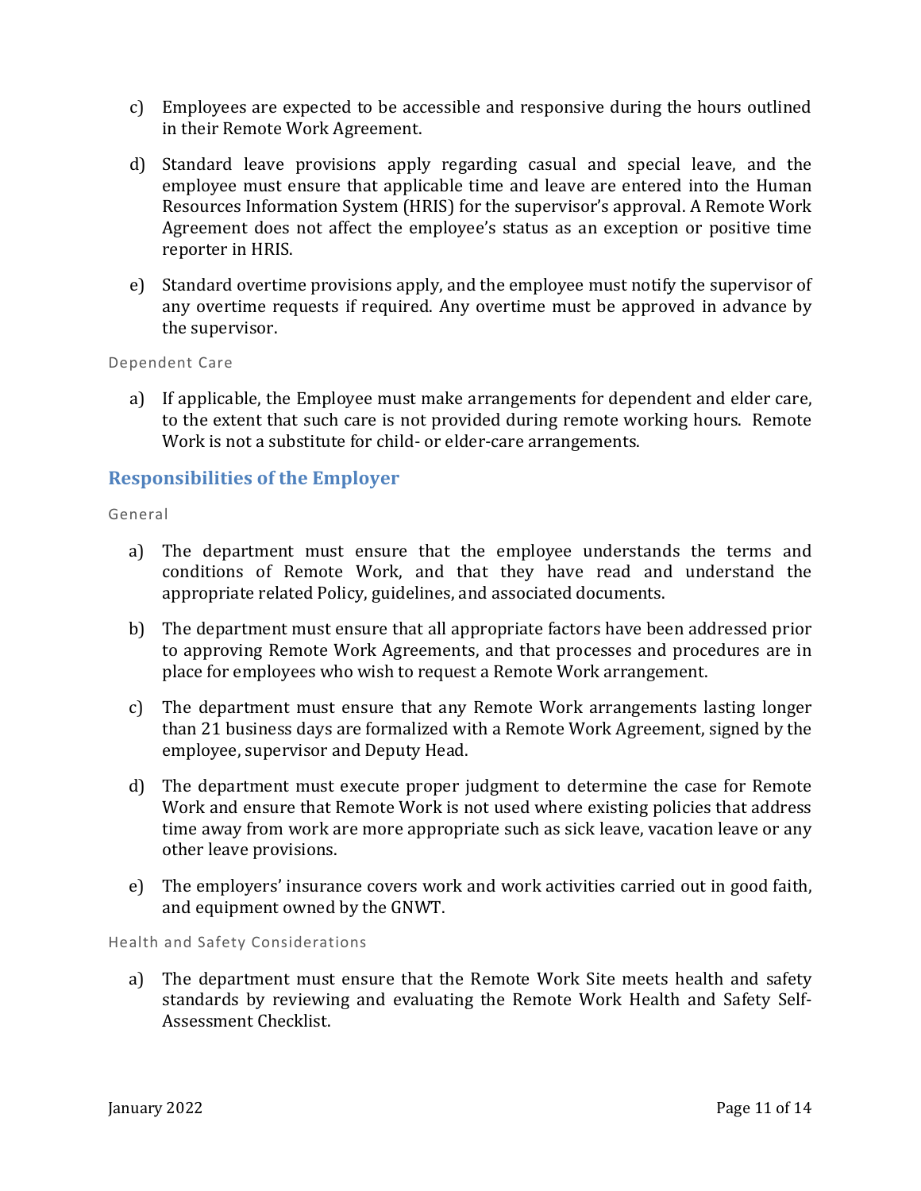c) Employees are expected to be accessible and responsive during the hours outlined in their Remote Work Agreement.

d) Standard leave provisions apply regarding casual and special leave, and the employee must ensure that applicable time and leave are entered into the Human Resources Information System (HRIS) for the supervisor's approval. A Remote Work Agreement does not affect the employee's status as an exception or positive time reporter in HRIS.

e) Standard overtime provisions apply, and the employee must notify the supervisor of any overtime requests if required. Any overtime must be approved in advance by the supervisor.

#### Dependent Care

a) If applicable, the Employee must make arrangements for dependent and elder care, to the extent that such care is not provided during remote working hours. Remote Work is not a substitute for child- or elder-care arrangements.

### Responsibilities of the Employer

#### General

a) The department must ensure that the employee understands the terms and conditions of Remote Work, and that they have read and understand the appropriate related Policy, guidelines, and associated documents.

b) The department must ensure that all appropriate factors have been addressed prior to approving Remote Work Agreements, and that processes and procedures are in place for employees who wish to request a Remote Work arrangement.

c) The department must ensure that any Remote Work arrangements lasting longer than 21 business days are formalized with a Remote Work Agreement, signed by the employee, supervisor and Deputy Head.

d) The department must execute proper judgment to determine the case for Remote Work and ensure that Remote Work is not used where existing policies that address time away from work are more appropriate such as sick leave, vacation leave or any other leave provisions.

e) The employers' insurance covers work and work activities carried out in good faith, and equipment owned by the GNWT.

#### Health and Safety Considerations

a) The department must ensure that the Remote Work Site meets health and safety standards by reviewing and evaluating the Remote Work Health and Safety Self-Assessment Checklist.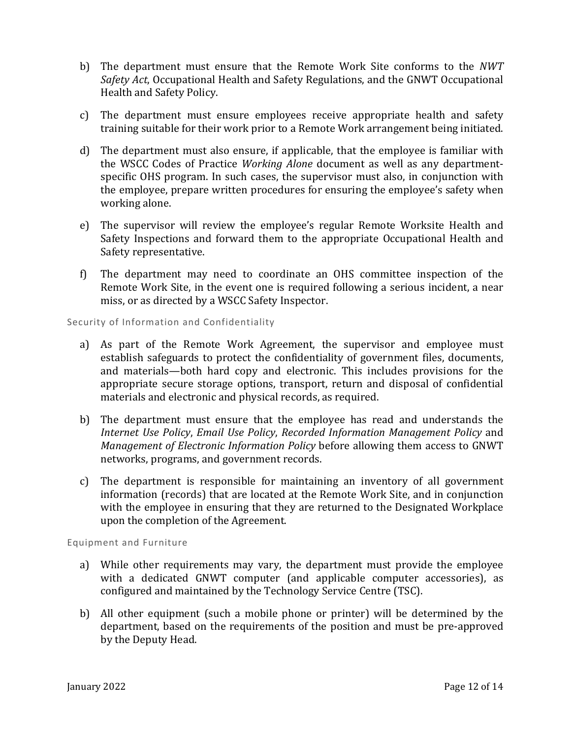b) The department must ensure that the Remote Work Site conforms to the *NWT Safety Act*, Occupational Health and Safety Regulations, and the GNWT Occupational Health and Safety Policy.

c) The department must ensure employees receive appropriate health and safety training suitable for their work prior to a Remote Work arrangement being initiated.

d) The department must also ensure, if applicable, that the employee is familiar with the WSCC Codes of Practice *Working Alone* document as well as any department-specific OHS program. In such cases, the supervisor must also, in conjunction with the employee, prepare written procedures for ensuring the employee's safety when working alone.

e) The supervisor will review the employee's regular Remote Worksite Health and Safety Inspections and forward them to the appropriate Occupational Health and Safety representative.

f) The department may need to coordinate an OHS committee inspection of the Remote Work Site, in the event one is required following a serious incident, a near miss, or as directed by a WSCC Safety Inspector.

### Security of Information and Confidentiality

a) As part of the Remote Work Agreement, the supervisor and employee must establish safeguards to protect the confidentiality of government files, documents, and materials—both hard copy and electronic. This includes provisions for the appropriate secure storage options, transport, return and disposal of confidential materials and electronic and physical records, as required.

b) The department must ensure that the employee has read and understands the *Internet Use Policy*, *Email Use Policy*, *Recorded Information Management Policy* and *Management of Electronic Information Policy* before allowing them access to GNWT networks, programs, and government records.

c) The department is responsible for maintaining an inventory of all government information (records) that are located at the Remote Work Site, and in conjunction with the employee in ensuring that they are returned to the Designated Workplace upon the completion of the Agreement.

### Equipment and Furniture

a) While other requirements may vary, the department must provide the employee with a dedicated GNWT computer (and applicable computer accessories), as configured and maintained by the Technology Service Centre (TSC).

b) All other equipment (such a mobile phone or printer) will be determined by the department, based on the requirements of the position and must be pre-approved by the Deputy Head.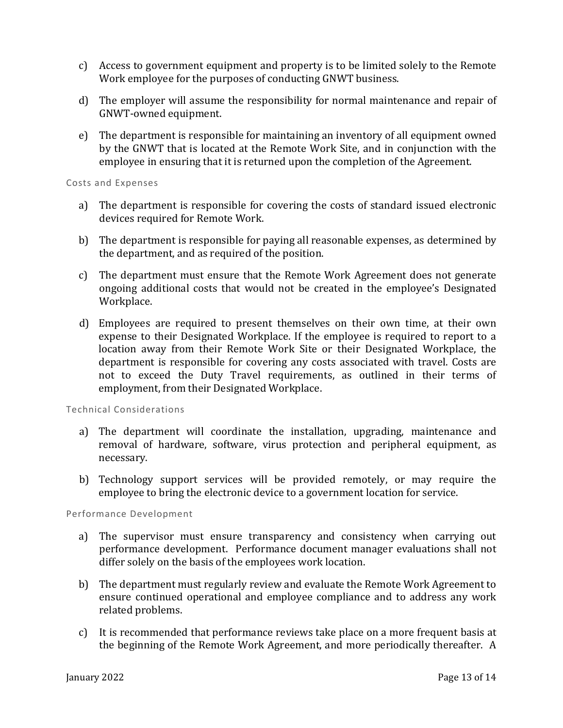c) Access to government equipment and property is to be limited solely to the Remote Work employee for the purposes of conducting GNWT business.

d) The employer will assume the responsibility for normal maintenance and repair of GNWT-owned equipment.

e) The department is responsible for maintaining an inventory of all equipment owned by the GNWT that is located at the Remote Work Site, and in conjunction with the employee in ensuring that it is returned upon the completion of the Agreement.

#### Costs and Expenses

a) The department is responsible for covering the costs of standard issued electronic devices required for Remote Work.

b) The department is responsible for paying all reasonable expenses, as determined by the department, and as required of the position.

c) The department must ensure that the Remote Work Agreement does not generate ongoing additional costs that would not be created in the employee's Designated Workplace.

d) Employees are required to present themselves on their own time, at their own expense to their Designated Workplace. If the employee is required to report to a location away from their Remote Work Site or their Designated Workplace, the department is responsible for covering any costs associated with travel. Costs are not to exceed the Duty Travel requirements, as outlined in their terms of employment, from their Designated Workplace.

#### Technical Considerations

a) The department will coordinate the installation, upgrading, maintenance and removal of hardware, software, virus protection and peripheral equipment, as necessary.

b) Technology support services will be provided remotely, or may require the employee to bring the electronic device to a government location for service.

#### Performance Development

a) The supervisor must ensure transparency and consistency when carrying out performance development. Performance document manager evaluations shall not differ solely on the basis of the employees work location.

b) The department must regularly review and evaluate the Remote Work Agreement to ensure continued operational and employee compliance and to address any work related problems.

c) It is recommended that performance reviews take place on a more frequent basis at the beginning of the Remote Work Agreement, and more periodically thereafter. A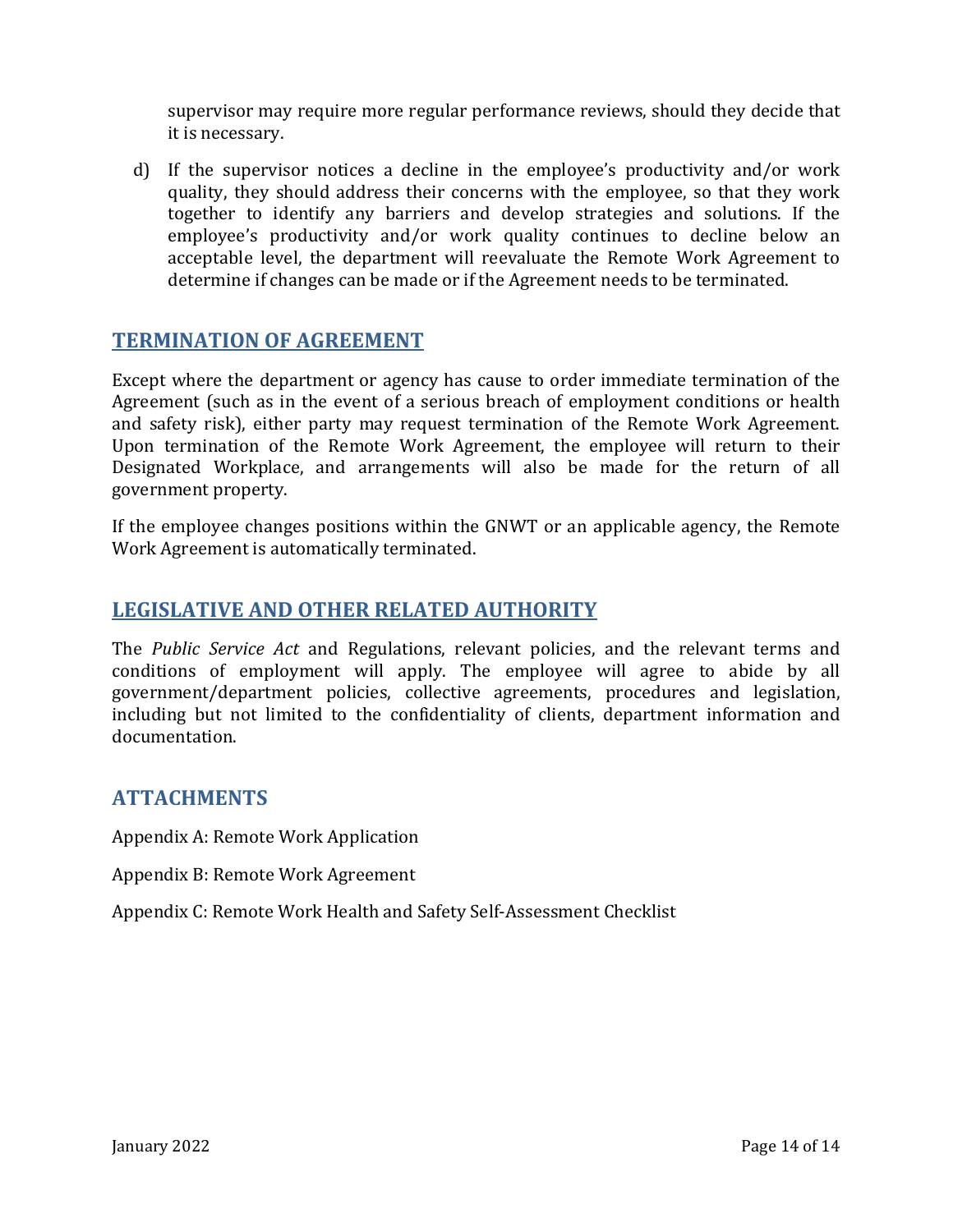supervisor may require more regular performance reviews, should they decide that it is necessary.

d) If the supervisor notices a decline in the employee's productivity and/or work quality, they should address their concerns with the employee, so that they work together to identify any barriers and develop strategies and solutions. If the employee's productivity and/or work quality continues to decline below an acceptable level, the department will reevaluate the Remote Work Agreement to determine if changes can be made or if the Agreement needs to be terminated.

## TERMINATION OF AGREEMENT

Except where the department or agency has cause to order immediate termination of the Agreement (such as in the event of a serious breach of employment conditions or health and safety risk), either party may request termination of the Remote Work Agreement. Upon termination of the Remote Work Agreement, the employee will return to their Designated Workplace, and arrangements will also be made for the return of all government property.

If the employee changes positions within the GNWT or an applicable agency, the Remote Work Agreement is automatically terminated.

## LEGISLATIVE AND OTHER RELATED AUTHORITY

The *Public Service Act* and Regulations, relevant policies, and the relevant terms and conditions of employment will apply. The employee will agree to abide by all government/department policies, collective agreements, procedures and legislation, including but not limited to the confidentiality of clients, department information and documentation.

## ATTACHMENTS

Appendix A: Remote Work Application

Appendix B: Remote Work Agreement

Appendix C: Remote Work Health and Safety Self-Assessment Checklist

January 2022